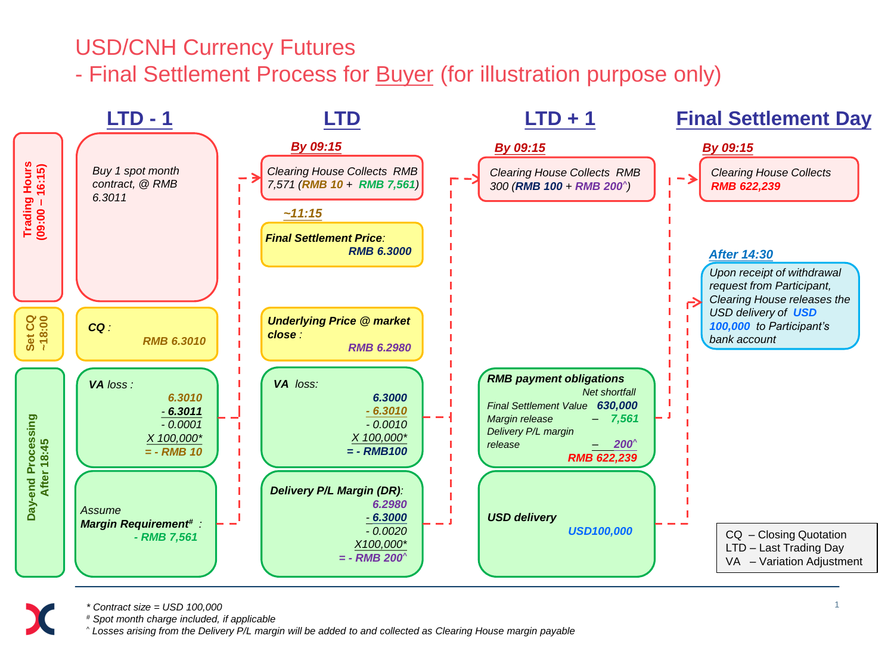# USD/CNH Currency Futures

## - Final Settlement Process for Buyer (for illustration purpose only)

### LTD - 1

**Trading Hours (09:00 – 16:15)**

Buy 1 spot month contract, @ RMB 6.3011

**Set CQ ~18:00**

**CQ** : RMB 6.3010

**Day-end Processing After 18:45**

**VA** loss :

6.3010
\- 6.3011
\- 0.0001
X 100,000*
= - RMB 10

Assume
**Margin Requirement[#]** :
\- RMB 7,561

### LTD

**By 09:15**

Clearing House Collects RMB 7,571 (RMB 10 + RMB 7,561)

**~11:15**

**Final Settlement Price**: RMB 6.3000

**Underlying Price @ market close** : RMB 6.2980

**VA** loss:

6.3000
\- 6.3010
\- 0.0010
X 100,000*
= - RMB100

**Delivery P/L Margin (DR)**:

6.2980
\- 6.3000
\- 0.0020
X100,000*
= - RMB 200^

### LTD + 1

**By 09:15**

Clearing House Collects RMB 300 (RMB 100 + RMB 200^)

**RMB payment obligations**

| | Net shortfall |
|---|---|
| Final Settlement Value | 630,000 |
| Margin release | – 7,561 |
| Delivery P/L margin release | – 200^ |
| | RMB 622,239 |

**USD delivery** USD100,000

### Final Settlement Day

**By 09:15**

Clearing House Collects RMB 622,239

**After 14:30**

Upon receipt of withdrawal request from Participant, Clearing House releases the USD delivery of USD 100,000 to Participant's bank account

CQ – Closing Quotation
LTD – Last Trading Day
VA – Variation Adjustment

\* Contract size = USD 100,000
\# Spot month charge included, if applicable
^ Losses arising from the Delivery P/L margin will be added to and collected as Clearing House margin payable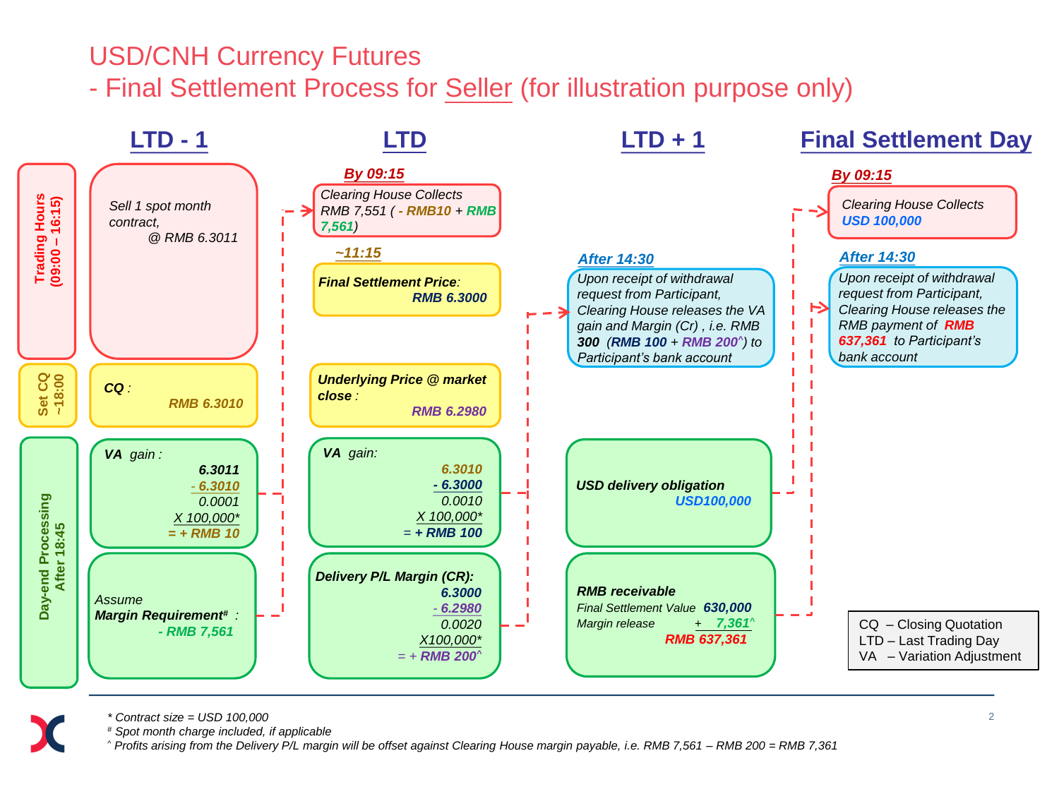# USD/CNH Currency Futures

## - Final Settlement Process for Seller (for illustration purpose only)

### LTD - 1

**Trading Hours (09:00 – 16:15)**

Sell 1 spot month contract, @ RMB 6.3011

**Set CQ ~18:00**

**CQ** : RMB 6.3010

**Day-end Processing After 18:45**

**VA** gain :

6.3011
- 6.3010
0.0001
X 100,000*
= + RMB 10

Assume **Margin Requirement**[#] : - RMB 7,561

### LTD

**By 09:15**

Clearing House Collects RMB 7,551 ( - RMB10 + RMB 7,561)

**~11:15**

**Final Settlement Price**: RMB 6.3000

**Underlying Price @ market close** : RMB 6.2980

**VA** gain:

6.3010
- 6.3000
0.0010
X 100,000*
= + RMB 100

**Delivery P/L Margin (CR):**

6.3000
- 6.2980
0.0020
X100,000*
= + RMB 200^

### LTD + 1

**After 14:30**

Upon receipt of withdrawal request from Participant, Clearing House releases the VA gain and Margin (Cr) , i.e. RMB **300** (**RMB 100** + **RMB 200**^) to Participant's bank account

**USD delivery obligation** USD100,000

**RMB receivable**

Final Settlement Value 630,000
Margin release + 7,361^
**RMB 637,361**

### Final Settlement Day

**By 09:15**

Clearing House Collects USD 100,000

**After 14:30**

Upon receipt of withdrawal request from Participant, Clearing House releases the RMB payment of **RMB 637,361** to Participant's bank account

CQ – Closing Quotation
LTD – Last Trading Day
VA – Variation Adjustment

\* Contract size = USD 100,000
[#] Spot month charge included, if applicable
^ Profits arising from the Delivery P/L margin will be offset against Clearing House margin payable, i.e. RMB 7,561 – RMB 200 = RMB 7,361